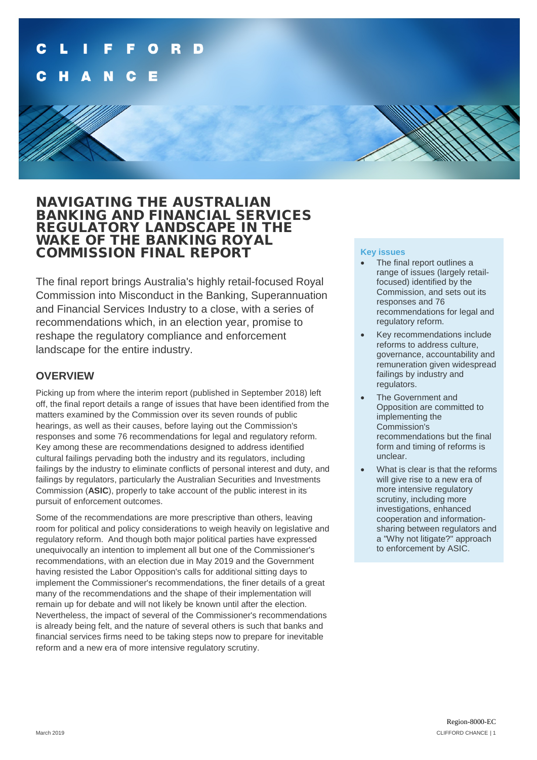# NAVIGATING THE AUSTRALIAN BANKING AND FINANCIAL SERVICES REGULATORY LANDSCAPE IN THE WAKE OF THE BANKING ROYAL COMMISSION FINAL REPORT

The final report brings Australia's highly retail-focused Royal Commission into Misconduct in the Banking, Superannuation and Financial Services Industry to a close, with a series of recommendations which, in an election year, promise to reshape the regulatory compliance and enforcement landscape for the entire industry.

## OVERVIEW

Picking up from where the interim report (published in September 2018) left off, the final report details a range of issues that have been identified from the matters examined by the Commission over its seven rounds of public hearings, as well as their causes, before laying out the Commission's responses and some 76 recommendations for legal and regulatory reform. Key among these are recommendations designed to address identified cultural failings pervading both the industry and its regulators, including failings by the industry to eliminate conflicts of personal interest and duty, and failings by regulators, particularly the Australian Securities and Investments Commission (**ASIC**), properly to take account of the public interest in its pursuit of enforcement outcomes.

Some of the recommendations are more prescriptive than others, leaving room for political and policy considerations to weigh heavily on legislative and regulatory reform. And though both major political parties have expressed unequivocally an intention to implement all but one of the Commissioner's recommendations, with an election due in May 2019 and the Government having resisted the Labor Opposition's calls for additional sitting days to implement the Commissioner's recommendations, the finer details of a great many of the recommendations and the shape of their implementation will remain up for debate and will not likely be known until after the election. Nevertheless, the impact of several of the Commissioner's recommendations is already being felt, and the nature of several others is such that banks and financial services firms need to be taking steps now to prepare for inevitable reform and a new era of more intensive regulatory scrutiny.

**Key issues**

- The final report outlines a range of issues (largely retail-focused) identified by the Commission, and sets out its responses and 76 recommendations for legal and regulatory reform.
- Key recommendations include reforms to address culture, governance, accountability and remuneration given widespread failings by industry and regulators.
- The Government and Opposition are committed to implementing the Commission's recommendations but the final form and timing of reforms is unclear.
- What is clear is that the reforms will give rise to a new era of more intensive regulatory scrutiny, including more investigations, enhanced cooperation and information-sharing between regulators and a "Why not litigate?" approach to enforcement by ASIC.

March 2019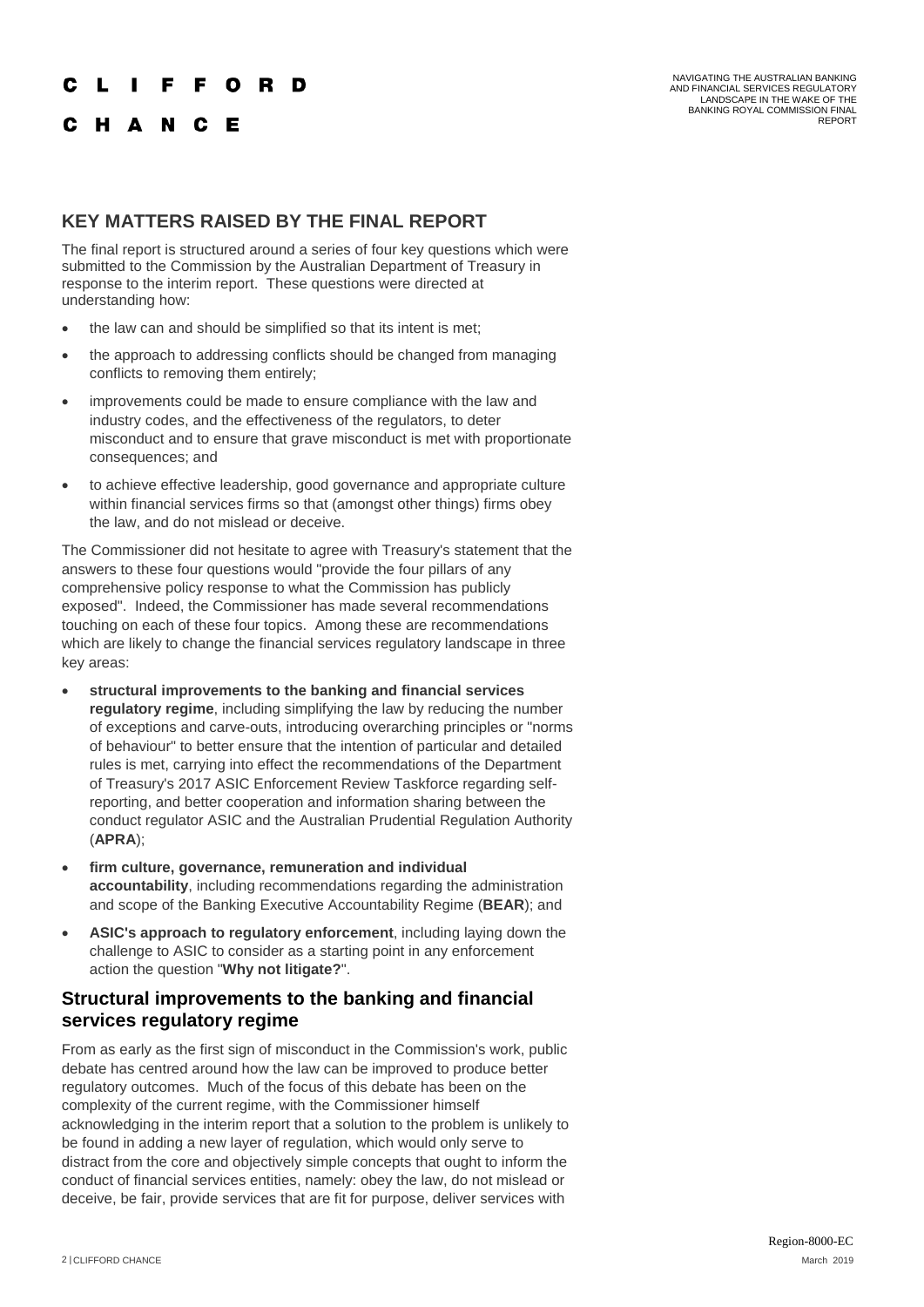## KEY MATTERS RAISED BY THE FINAL REPORT

The final report is structured around a series of four key questions which were submitted to the Commission by the Australian Department of Treasury in response to the interim report. These questions were directed at understanding how:

- the law can and should be simplified so that its intent is met;
- the approach to addressing conflicts should be changed from managing conflicts to removing them entirely;
- improvements could be made to ensure compliance with the law and industry codes, and the effectiveness of the regulators, to deter misconduct and to ensure that grave misconduct is met with proportionate consequences; and
- to achieve effective leadership, good governance and appropriate culture within financial services firms so that (amongst other things) firms obey the law, and do not mislead or deceive.

The Commissioner did not hesitate to agree with Treasury's statement that the answers to these four questions would "provide the four pillars of any comprehensive policy response to what the Commission has publicly exposed". Indeed, the Commissioner has made several recommendations touching on each of these four topics. Among these are recommendations which are likely to change the financial services regulatory landscape in three key areas:

- **structural improvements to the banking and financial services regulatory regime**, including simplifying the law by reducing the number of exceptions and carve-outs, introducing overarching principles or "norms of behaviour" to better ensure that the intention of particular and detailed rules is met, carrying into effect the recommendations of the Department of Treasury's 2017 ASIC Enforcement Review Taskforce regarding self-reporting, and better cooperation and information sharing between the conduct regulator ASIC and the Australian Prudential Regulation Authority (**APRA**);
- **firm culture, governance, remuneration and individual accountability**, including recommendations regarding the administration and scope of the Banking Executive Accountability Regime (**BEAR**); and
- **ASIC's approach to regulatory enforcement**, including laying down the challenge to ASIC to consider as a starting point in any enforcement action the question "**Why not litigate?**".

### Structural improvements to the banking and financial services regulatory regime

From as early as the first sign of misconduct in the Commission's work, public debate has centred around how the law can be improved to produce better regulatory outcomes. Much of the focus of this debate has been on the complexity of the current regime, with the Commissioner himself acknowledging in the interim report that a solution to the problem is unlikely to be found in adding a new layer of regulation, which would only serve to distract from the core and objectively simple concepts that ought to inform the conduct of financial services entities, namely: obey the law, do not mislead or deceive, be fair, provide services that are fit for purpose, deliver services with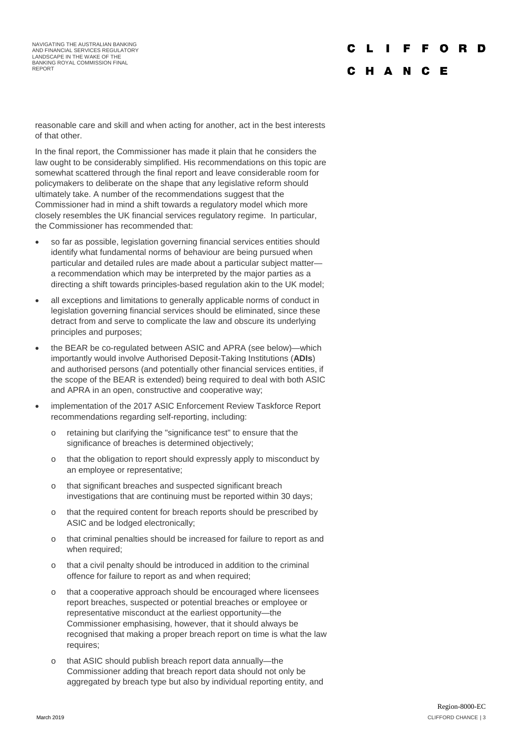reasonable care and skill and when acting for another, act in the best interests of that other.

In the final report, the Commissioner has made it plain that he considers the law ought to be considerably simplified. His recommendations on this topic are somewhat scattered through the final report and leave considerable room for policymakers to deliberate on the shape that any legislative reform should ultimately take. A number of the recommendations suggest that the Commissioner had in mind a shift towards a regulatory model which more closely resembles the UK financial services regulatory regime. In particular, the Commissioner has recommended that:

- so far as possible, legislation governing financial services entities should identify what fundamental norms of behaviour are being pursued when particular and detailed rules are made about a particular subject matter—a recommendation which may be interpreted by the major parties as a directing a shift towards principles-based regulation akin to the UK model;
- all exceptions and limitations to generally applicable norms of conduct in legislation governing financial services should be eliminated, since these detract from and serve to complicate the law and obscure its underlying principles and purposes;
- the BEAR be co-regulated between ASIC and APRA (see below)—which importantly would involve Authorised Deposit-Taking Institutions (**ADIs**) and authorised persons (and potentially other financial services entities, if the scope of the BEAR is extended) being required to deal with both ASIC and APRA in an open, constructive and cooperative way;
- implementation of the 2017 ASIC Enforcement Review Taskforce Report recommendations regarding self-reporting, including:
  - retaining but clarifying the "significance test" to ensure that the significance of breaches is determined objectively;
  - that the obligation to report should expressly apply to misconduct by an employee or representative;
  - that significant breaches and suspected significant breach investigations that are continuing must be reported within 30 days;
  - that the required content for breach reports should be prescribed by ASIC and be lodged electronically;
  - that criminal penalties should be increased for failure to report as and when required;
  - that a civil penalty should be introduced in addition to the criminal offence for failure to report as and when required;
  - that a cooperative approach should be encouraged where licensees report breaches, suspected or potential breaches or employee or representative misconduct at the earliest opportunity—the Commissioner emphasising, however, that it should always be recognised that making a proper breach report on time is what the law requires;
  - that ASIC should publish breach report data annually—the Commissioner adding that breach report data should not only be aggregated by breach type but also by individual reporting entity, and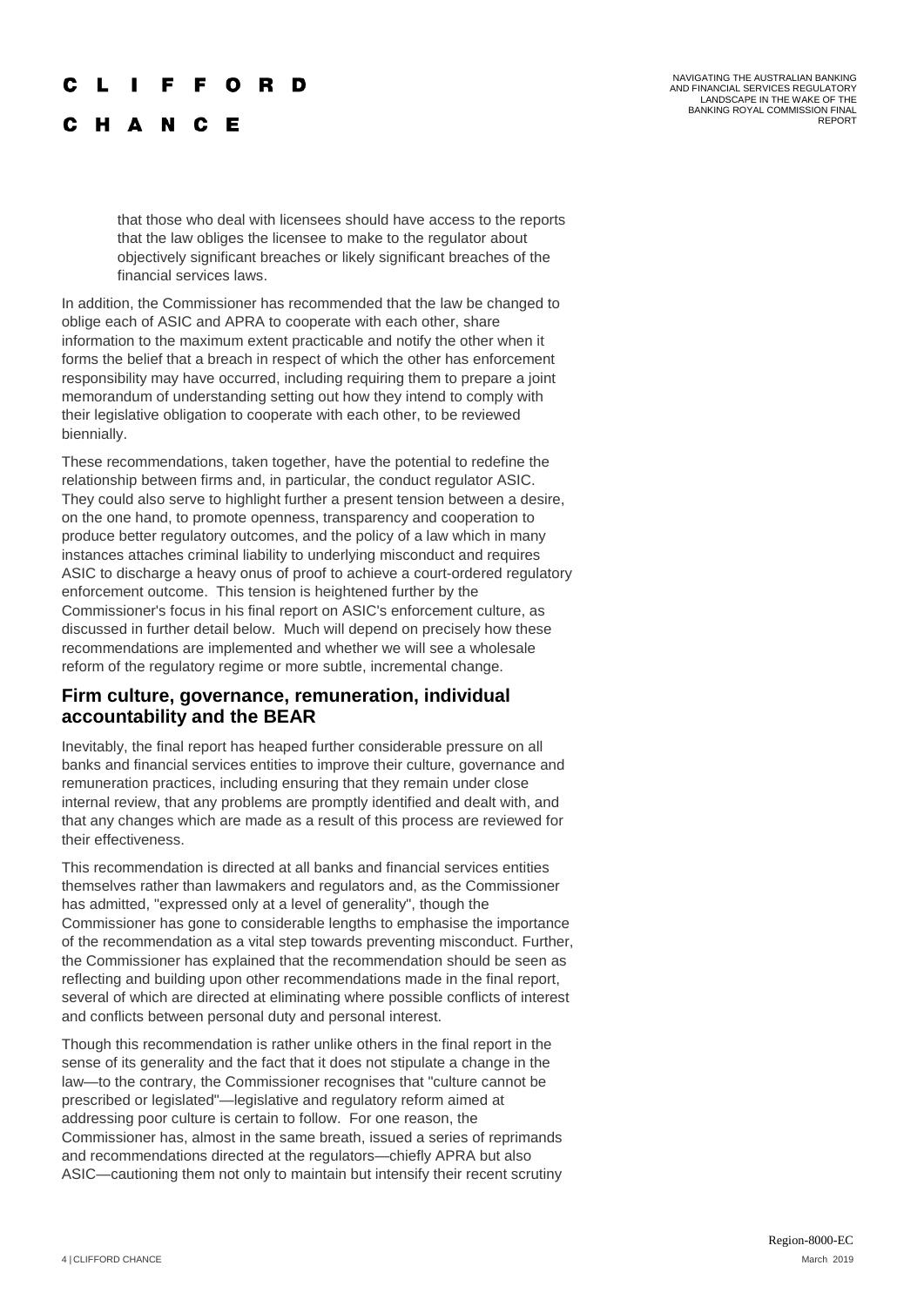that those who deal with licensees should have access to the reports that the law obliges the licensee to make to the regulator about objectively significant breaches or likely significant breaches of the financial services laws.

In addition, the Commissioner has recommended that the law be changed to oblige each of ASIC and APRA to cooperate with each other, share information to the maximum extent practicable and notify the other when it forms the belief that a breach in respect of which the other has enforcement responsibility may have occurred, including requiring them to prepare a joint memorandum of understanding setting out how they intend to comply with their legislative obligation to cooperate with each other, to be reviewed biennially.

These recommendations, taken together, have the potential to redefine the relationship between firms and, in particular, the conduct regulator ASIC. They could also serve to highlight further a present tension between a desire, on the one hand, to promote openness, transparency and cooperation to produce better regulatory outcomes, and the policy of a law which in many instances attaches criminal liability to underlying misconduct and requires ASIC to discharge a heavy onus of proof to achieve a court-ordered regulatory enforcement outcome. This tension is heightened further by the Commissioner's focus in his final report on ASIC's enforcement culture, as discussed in further detail below. Much will depend on precisely how these recommendations are implemented and whether we will see a wholesale reform of the regulatory regime or more subtle, incremental change.

## Firm culture, governance, remuneration, individual accountability and the BEAR

Inevitably, the final report has heaped further considerable pressure on all banks and financial services entities to improve their culture, governance and remuneration practices, including ensuring that they remain under close internal review, that any problems are promptly identified and dealt with, and that any changes which are made as a result of this process are reviewed for their effectiveness.

This recommendation is directed at all banks and financial services entities themselves rather than lawmakers and regulators and, as the Commissioner has admitted, "expressed only at a level of generality", though the Commissioner has gone to considerable lengths to emphasise the importance of the recommendation as a vital step towards preventing misconduct. Further, the Commissioner has explained that the recommendation should be seen as reflecting and building upon other recommendations made in the final report, several of which are directed at eliminating where possible conflicts of interest and conflicts between personal duty and personal interest.

Though this recommendation is rather unlike others in the final report in the sense of its generality and the fact that it does not stipulate a change in the law—to the contrary, the Commissioner recognises that "culture cannot be prescribed or legislated"—legislative and regulatory reform aimed at addressing poor culture is certain to follow. For one reason, the Commissioner has, almost in the same breath, issued a series of reprimands and recommendations directed at the regulators—chiefly APRA but also ASIC—cautioning them not only to maintain but intensify their recent scrutiny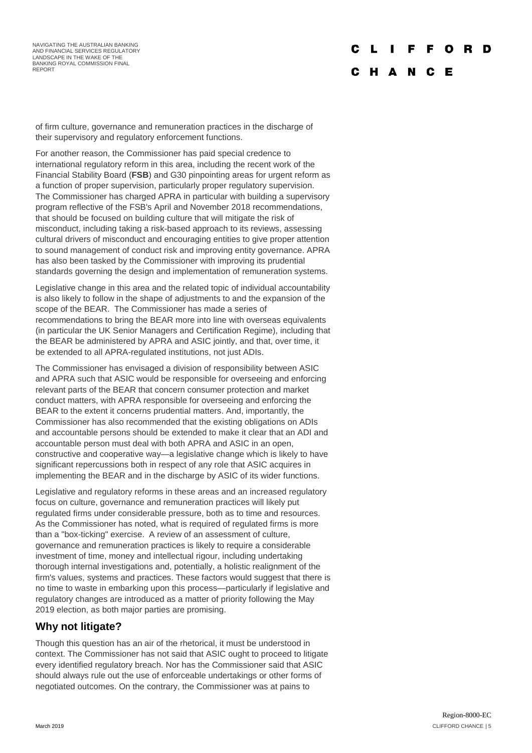of firm culture, governance and remuneration practices in the discharge of their supervisory and regulatory enforcement functions.

For another reason, the Commissioner has paid special credence to international regulatory reform in this area, including the recent work of the Financial Stability Board (**FSB**) and G30 pinpointing areas for urgent reform as a function of proper supervision, particularly proper regulatory supervision. The Commissioner has charged APRA in particular with building a supervisory program reflective of the FSB's April and November 2018 recommendations, that should be focused on building culture that will mitigate the risk of misconduct, including taking a risk-based approach to its reviews, assessing cultural drivers of misconduct and encouraging entities to give proper attention to sound management of conduct risk and improving entity governance. APRA has also been tasked by the Commissioner with improving its prudential standards governing the design and implementation of remuneration systems.

Legislative change in this area and the related topic of individual accountability is also likely to follow in the shape of adjustments to and the expansion of the scope of the BEAR. The Commissioner has made a series of recommendations to bring the BEAR more into line with overseas equivalents (in particular the UK Senior Managers and Certification Regime), including that the BEAR be administered by APRA and ASIC jointly, and that, over time, it be extended to all APRA-regulated institutions, not just ADIs.

The Commissioner has envisaged a division of responsibility between ASIC and APRA such that ASIC would be responsible for overseeing and enforcing relevant parts of the BEAR that concern consumer protection and market conduct matters, with APRA responsible for overseeing and enforcing the BEAR to the extent it concerns prudential matters. And, importantly, the Commissioner has also recommended that the existing obligations on ADIs and accountable persons should be extended to make it clear that an ADI and accountable person must deal with both APRA and ASIC in an open, constructive and cooperative way—a legislative change which is likely to have significant repercussions both in respect of any role that ASIC acquires in implementing the BEAR and in the discharge by ASIC of its wider functions.

Legislative and regulatory reforms in these areas and an increased regulatory focus on culture, governance and remuneration practices will likely put regulated firms under considerable pressure, both as to time and resources. As the Commissioner has noted, what is required of regulated firms is more than a "box-ticking" exercise. A review of an assessment of culture, governance and remuneration practices is likely to require a considerable investment of time, money and intellectual rigour, including undertaking thorough internal investigations and, potentially, a holistic realignment of the firm's values, systems and practices. These factors would suggest that there is no time to waste in embarking upon this process—particularly if legislative and regulatory changes are introduced as a matter of priority following the May 2019 election, as both major parties are promising.

## Why not litigate?

Though this question has an air of the rhetorical, it must be understood in context. The Commissioner has not said that ASIC ought to proceed to litigate every identified regulatory breach. Nor has the Commissioner said that ASIC should always rule out the use of enforceable undertakings or other forms of negotiated outcomes. On the contrary, the Commissioner was at pains to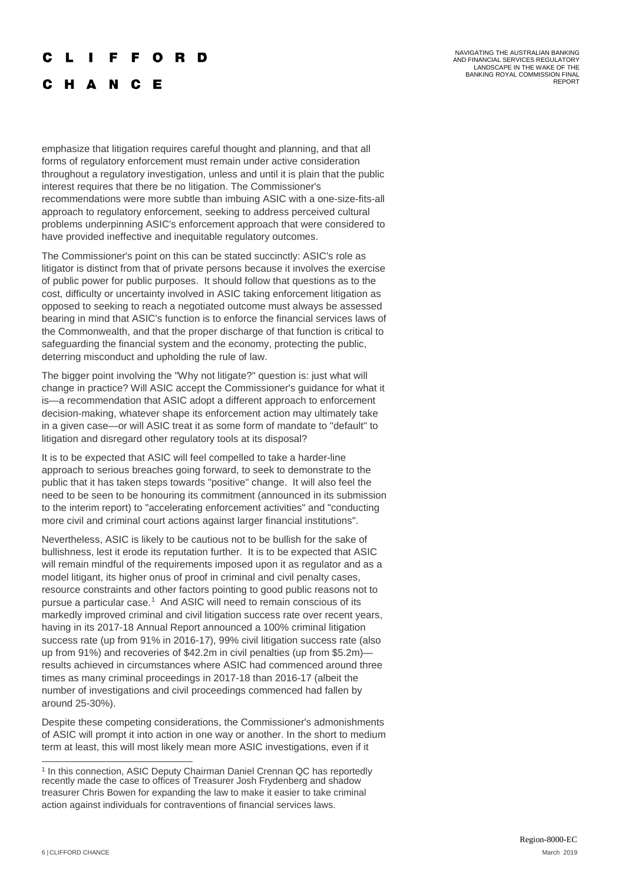emphasize that litigation requires careful thought and planning, and that all forms of regulatory enforcement must remain under active consideration throughout a regulatory investigation, unless and until it is plain that the public interest requires that there be no litigation. The Commissioner's recommendations were more subtle than imbuing ASIC with a one-size-fits-all approach to regulatory enforcement, seeking to address perceived cultural problems underpinning ASIC's enforcement approach that were considered to have provided ineffective and inequitable regulatory outcomes.

The Commissioner's point on this can be stated succinctly: ASIC's role as litigator is distinct from that of private persons because it involves the exercise of public power for public purposes. It should follow that questions as to the cost, difficulty or uncertainty involved in ASIC taking enforcement litigation as opposed to seeking to reach a negotiated outcome must always be assessed bearing in mind that ASIC's function is to enforce the financial services laws of the Commonwealth, and that the proper discharge of that function is critical to safeguarding the financial system and the economy, protecting the public, deterring misconduct and upholding the rule of law.

The bigger point involving the "Why not litigate?" question is: just what will change in practice? Will ASIC accept the Commissioner's guidance for what it is—a recommendation that ASIC adopt a different approach to enforcement decision-making, whatever shape its enforcement action may ultimately take in a given case—or will ASIC treat it as some form of mandate to "default" to litigation and disregard other regulatory tools at its disposal?

It is to be expected that ASIC will feel compelled to take a harder-line approach to serious breaches going forward, to seek to demonstrate to the public that it has taken steps towards "positive" change. It will also feel the need to be seen to be honouring its commitment (announced in its submission to the interim report) to "accelerating enforcement activities" and "conducting more civil and criminal court actions against larger financial institutions".

Nevertheless, ASIC is likely to be cautious not to be bullish for the sake of bullishness, lest it erode its reputation further. It is to be expected that ASIC will remain mindful of the requirements imposed upon it as regulator and as a model litigant, its higher onus of proof in criminal and civil penalty cases, resource constraints and other factors pointing to good public reasons not to pursue a particular case.[1] And ASIC will need to remain conscious of its markedly improved criminal and civil litigation success rate over recent years, having in its 2017-18 Annual Report announced a 100% criminal litigation success rate (up from 91% in 2016-17), 99% civil litigation success rate (also up from 91%) and recoveries of $42.2m in civil penalties (up from $5.2m)—results achieved in circumstances where ASIC had commenced around three times as many criminal proceedings in 2017-18 than 2016-17 (albeit the number of investigations and civil proceedings commenced had fallen by around 25-30%).

Despite these competing considerations, the Commissioner's admonishments of ASIC will prompt it into action in one way or another. In the short to medium term at least, this will most likely mean more ASIC investigations, even if it

[1] In this connection, ASIC Deputy Chairman Daniel Crennan QC has reportedly recently made the case to offices of Treasurer Josh Frydenberg and shadow treasurer Chris Bowen for expanding the law to make it easier to take criminal action against individuals for contraventions of financial services laws.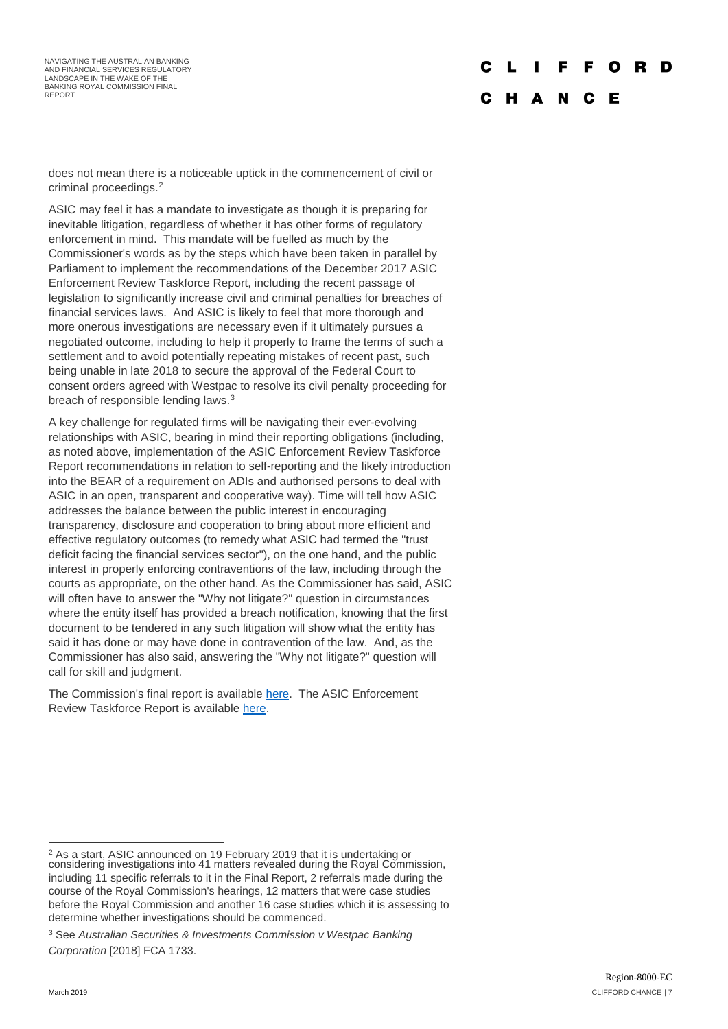does not mean there is a noticeable uptick in the commencement of civil or criminal proceedings.[2]

ASIC may feel it has a mandate to investigate as though it is preparing for inevitable litigation, regardless of whether it has other forms of regulatory enforcement in mind. This mandate will be fuelled as much by the Commissioner's words as by the steps which have been taken in parallel by Parliament to implement the recommendations of the December 2017 ASIC Enforcement Review Taskforce Report, including the recent passage of legislation to significantly increase civil and criminal penalties for breaches of financial services laws. And ASIC is likely to feel that more thorough and more onerous investigations are necessary even if it ultimately pursues a negotiated outcome, including to help it properly to frame the terms of such a settlement and to avoid potentially repeating mistakes of recent past, such being unable in late 2018 to secure the approval of the Federal Court to consent orders agreed with Westpac to resolve its civil penalty proceeding for breach of responsible lending laws.[3]

A key challenge for regulated firms will be navigating their ever-evolving relationships with ASIC, bearing in mind their reporting obligations (including, as noted above, implementation of the ASIC Enforcement Review Taskforce Report recommendations in relation to self-reporting and the likely introduction into the BEAR of a requirement on ADIs and authorised persons to deal with ASIC in an open, transparent and cooperative way). Time will tell how ASIC addresses the balance between the public interest in encouraging transparency, disclosure and cooperation to bring about more efficient and effective regulatory outcomes (to remedy what ASIC had termed the "trust deficit facing the financial services sector"), on the one hand, and the public interest in properly enforcing contraventions of the law, including through the courts as appropriate, on the other hand. As the Commissioner has said, ASIC will often have to answer the "Why not litigate?" question in circumstances where the entity itself has provided a breach notification, knowing that the first document to be tendered in any such litigation will show what the entity has said it has done or may have done in contravention of the law. And, as the Commissioner has also said, answering the "Why not litigate?" question will call for skill and judgment.

The Commission's final report is available [here](). The ASIC Enforcement Review Taskforce Report is available [here]().

---

[2] As a start, ASIC announced on 19 February 2019 that it is undertaking or considering investigations into 41 matters revealed during the Royal Commission, including 11 specific referrals to it in the Final Report, 2 referrals made during the course of the Royal Commission's hearings, 12 matters that were case studies before the Royal Commission and another 16 case studies which it is assessing to determine whether investigations should be commenced.

[3] See *Australian Securities & Investments Commission v Westpac Banking Corporation* [2018] FCA 1733.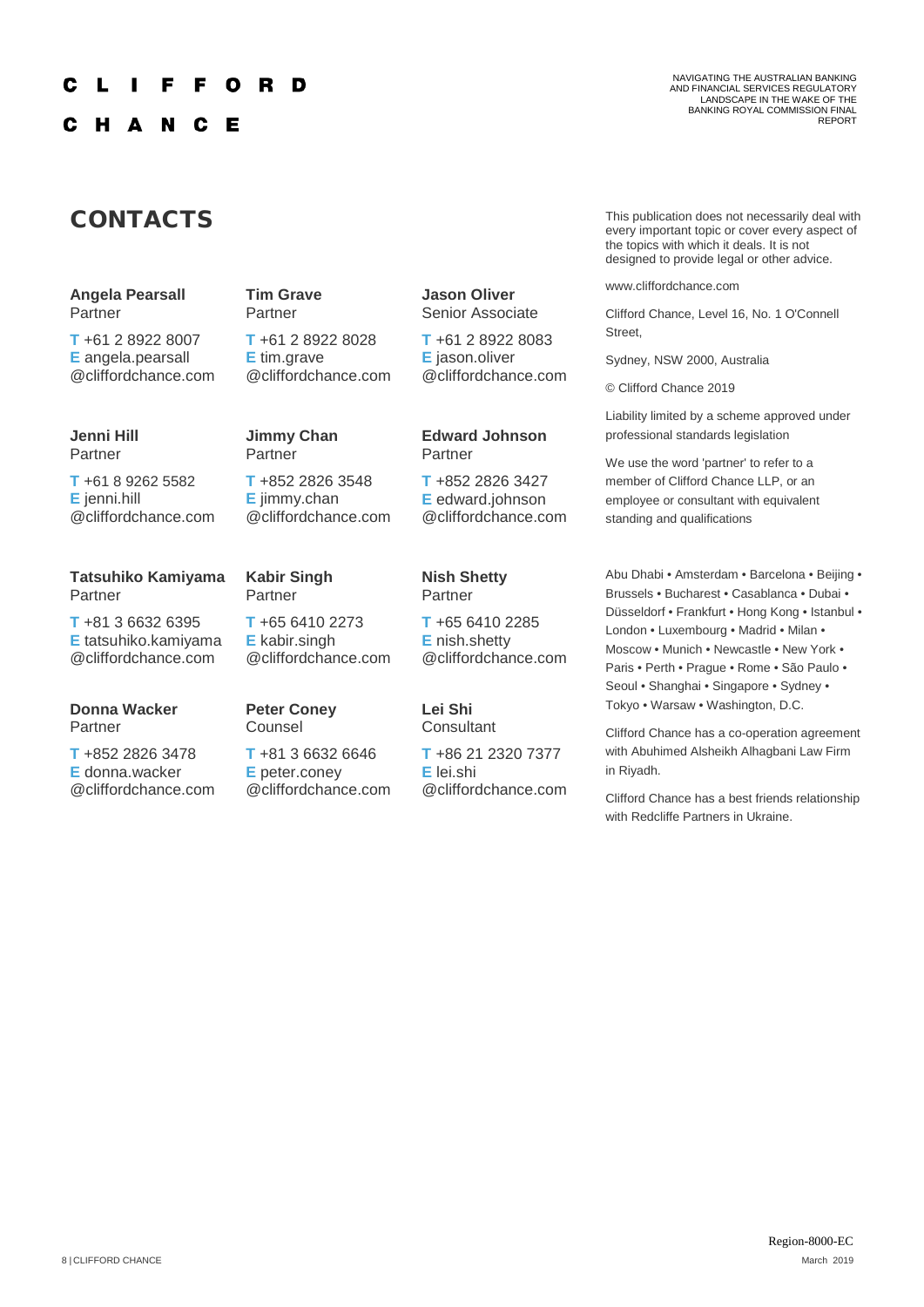## CONTACTS

**Angela Pearsall**
Partner

T +61 2 8922 8007
E angela.pearsall@cliffordchance.com

**Tim Grave**
Partner

T +61 2 8922 8028
E tim.grave@cliffordchance.com

**Jason Oliver**
Senior Associate

T +61 2 8922 8083
E jason.oliver@cliffordchance.com

**Jenni Hill**
Partner

T +61 8 9262 5582
E jenni.hill@cliffordchance.com

**Jimmy Chan**
Partner

T +852 2826 3548
E jimmy.chan@cliffordchance.com

**Edward Johnson**
Partner

T +852 2826 3427
E edward.johnson@cliffordchance.com

**Tatsuhiko Kamiyama**
Partner

T +81 3 6632 6395
E tatsuhiko.kamiyama@cliffordchance.com

**Kabir Singh**
Partner

T +65 6410 2273
E kabir.singh@cliffordchance.com

**Nish Shetty**
Partner

T +65 6410 2285
E nish.shetty@cliffordchance.com

**Donna Wacker**
Partner

T +852 2826 3478
E donna.wacker@cliffordchance.com

**Peter Coney**
Counsel

T +81 3 6632 6646
E peter.coney@cliffordchance.com

**Lei Shi**
Consultant

T +86 21 2320 7377
E lei.shi@cliffordchance.com

This publication does not necessarily deal with every important topic or cover every aspect of the topics with which it deals. It is not designed to provide legal or other advice.

www.cliffordchance.com

Clifford Chance, Level 16, No. 1 O'Connell Street,

Sydney, NSW 2000, Australia

© Clifford Chance 2019

Liability limited by a scheme approved under professional standards legislation

We use the word 'partner' to refer to a member of Clifford Chance LLP, or an employee or consultant with equivalent standing and qualifications

Abu Dhabi • Amsterdam • Barcelona • Beijing • Brussels • Bucharest • Casablanca • Dubai • Düsseldorf • Frankfurt • Hong Kong • Istanbul • London • Luxembourg • Madrid • Milan • Moscow • Munich • Newcastle • New York • Paris • Perth • Prague • Rome • São Paulo • Seoul • Shanghai • Singapore • Sydney • Tokyo • Warsaw • Washington, D.C.

Clifford Chance has a co-operation agreement with Abuhimed Alsheikh Alhagbani Law Firm in Riyadh.

Clifford Chance has a best friends relationship with Redcliffe Partners in Ukraine.

Region-8000-EC
March 2019